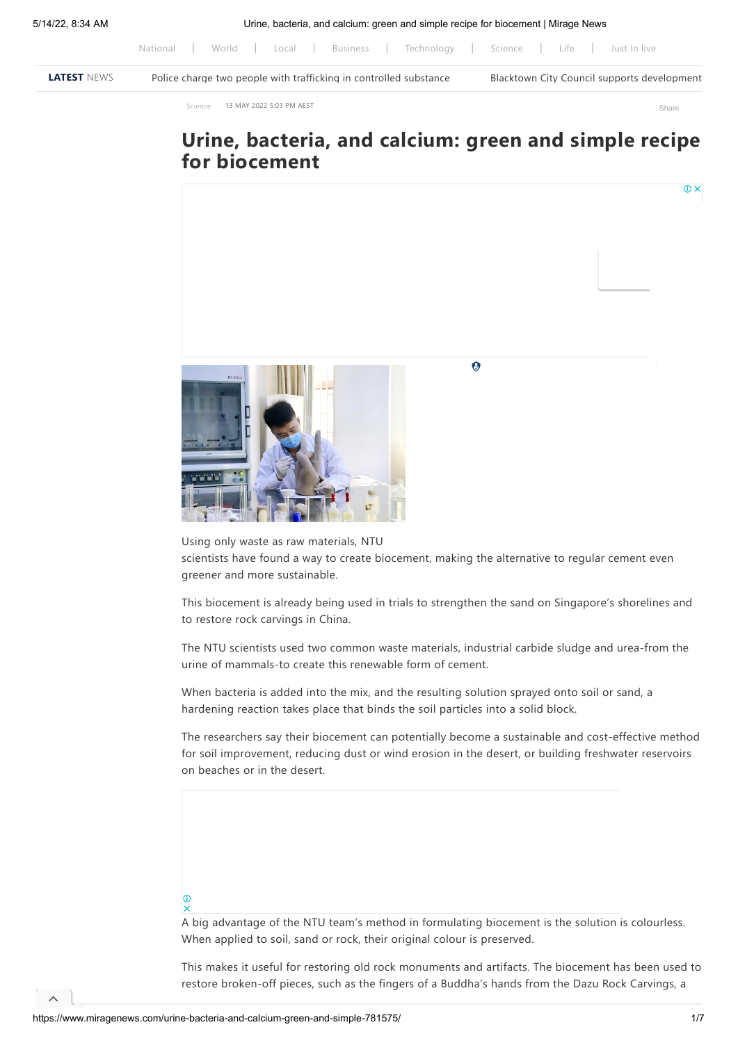# Urine, bacteria, and calcium: green and simple recipe for biocement

Science 13 MAY 2022 5:03 PM AEST

Using only waste as raw materials, NTU scientists have found a way to create biocement, making the alternative to regular cement even greener and more sustainable.

This biocement is already being used in trials to strengthen the sand on Singapore's shorelines and to restore rock carvings in China.

The NTU scientists used two common waste materials, industrial carbide sludge and urea-from the urine of mammals-to create this renewable form of cement.

When bacteria is added into the mix, and the resulting solution sprayed onto soil or sand, a hardening reaction takes place that binds the soil particles into a solid block.

The researchers say their biocement can potentially become a sustainable and cost-effective method for soil improvement, reducing dust or wind erosion in the desert, or building freshwater reservoirs on beaches or in the desert.

A big advantage of the NTU team's method in formulating biocement is the solution is colourless. When applied to soil, sand or rock, their original colour is preserved.

This makes it useful for restoring old rock monuments and artifacts. The biocement has been used to restore broken-off pieces, such as the fingers of a Buddha's hands from the Dazu Rock Carvings, a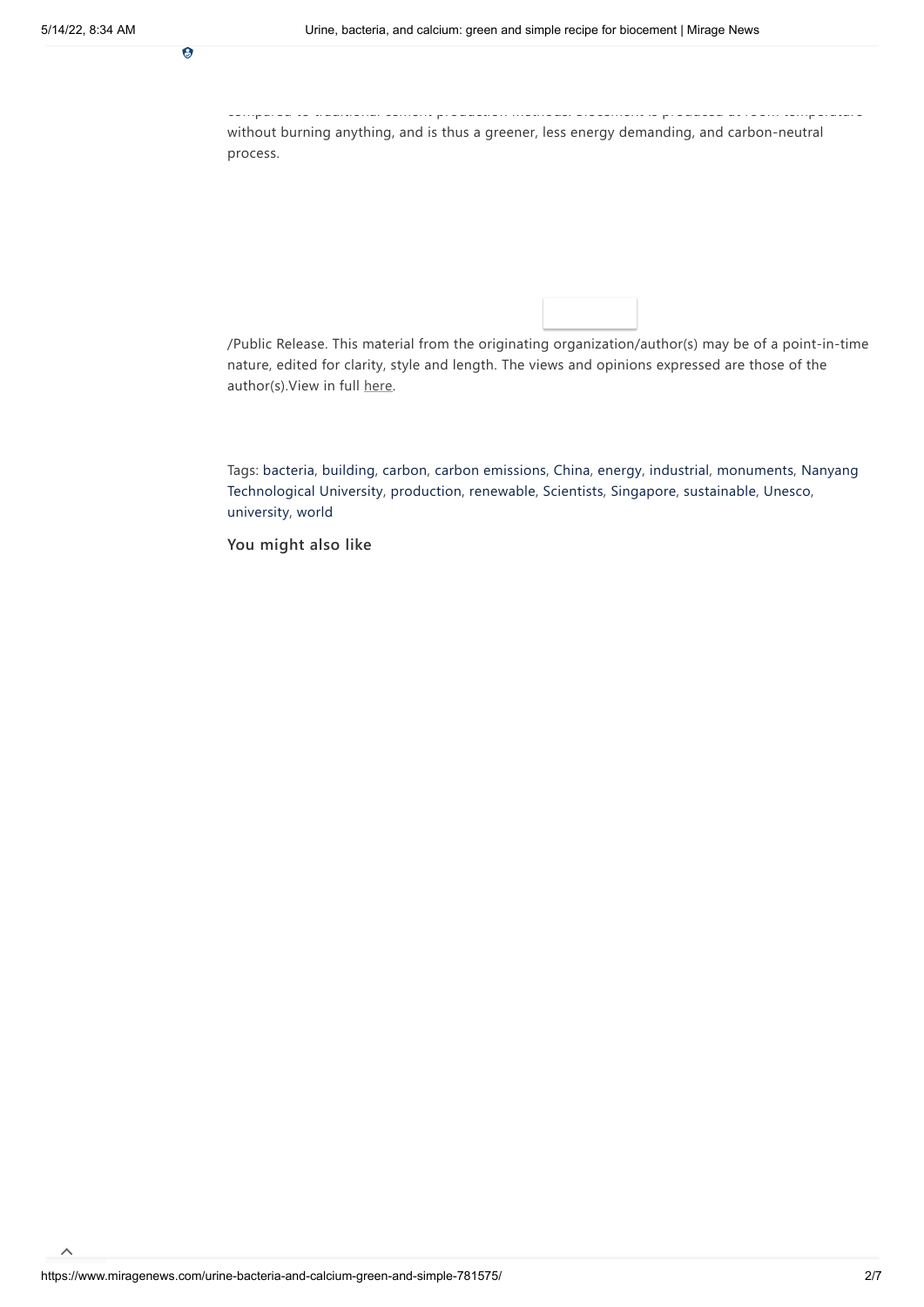compared to traditional cement production methods. Biocement is produced at room temperature without burning anything, and is thus a greener, less energy demanding, and carbon-neutral process.

/Public Release. This material from the originating organization/author(s) may be of a point-in-time nature, edited for clarity, style and length. The views and opinions expressed are those of the author(s).View in full here.

Tags: bacteria, building, carbon, carbon emissions, China, energy, industrial, monuments, Nanyang Technological University, production, renewable, Scientists, Singapore, sustainable, Unesco, university, world

**You might also like**